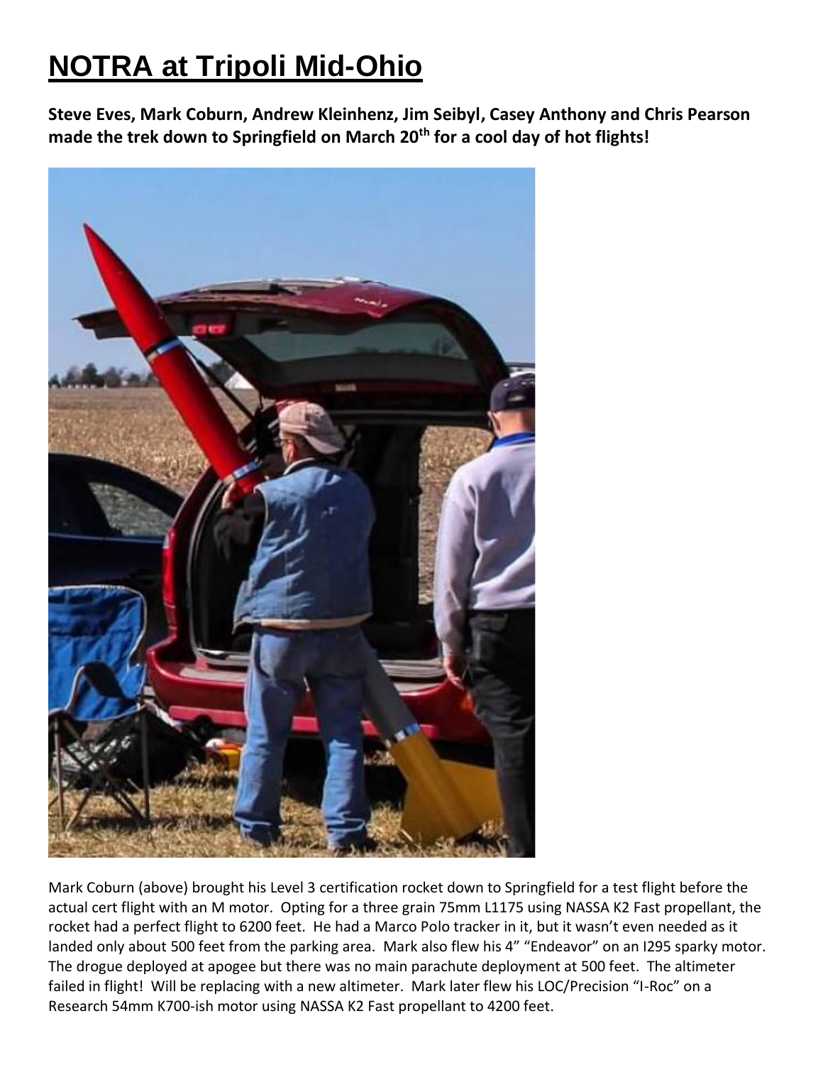# NOTRA at Tripoli Mid-Ohio

**Steve Eves, Mark Coburn, Andrew Kleinhenz, Jim Seibyl, Casey Anthony and Chris Pearson made the trek down to Springfield on March 20th for a cool day of hot flights!**

Mark Coburn (above) brought his Level 3 certification rocket down to Springfield for a test flight before the actual cert flight with an M motor. Opting for a three grain 75mm L1175 using NASSA K2 Fast propellant, the rocket had a perfect flight to 6200 feet. He had a Marco Polo tracker in it, but it wasn't even needed as it landed only about 500 feet from the parking area. Mark also flew his 4" "Endeavor" on an I295 sparky motor. The drogue deployed at apogee but there was no main parachute deployment at 500 feet. The altimeter failed in flight! Will be replacing with a new altimeter. Mark later flew his LOC/Precision "I-Roc" on a Research 54mm K700-ish motor using NASSA K2 Fast propellant to 4200 feet.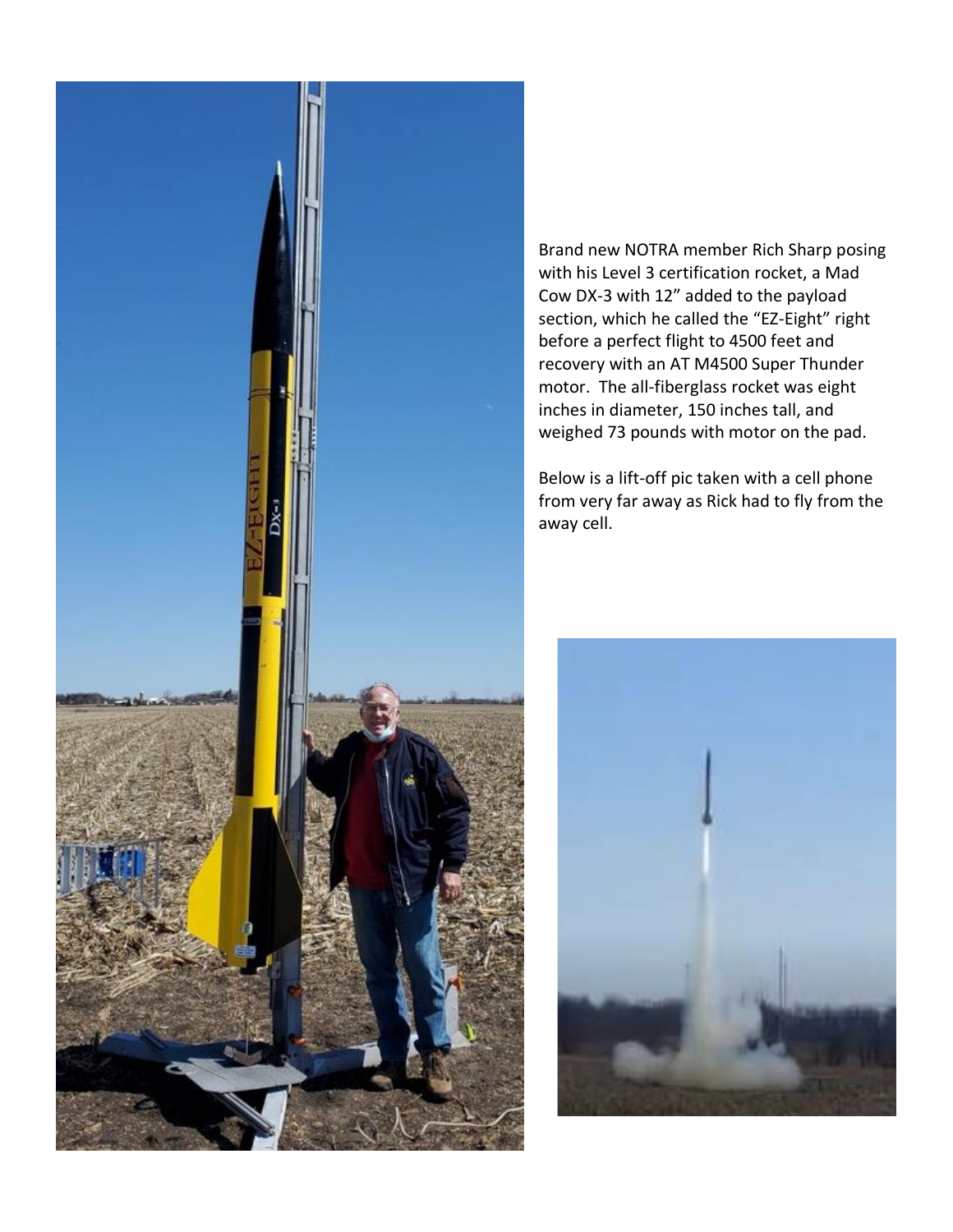Brand new NOTRA member Rich Sharp posing with his Level 3 certification rocket, a Mad Cow DX-3 with 12" added to the payload section, which he called the "EZ-Eight" right before a perfect flight to 4500 feet and recovery with an AT M4500 Super Thunder motor. The all-fiberglass rocket was eight inches in diameter, 150 inches tall, and weighed 73 pounds with motor on the pad.

Below is a lift-off pic taken with a cell phone from very far away as Rick had to fly from the away cell.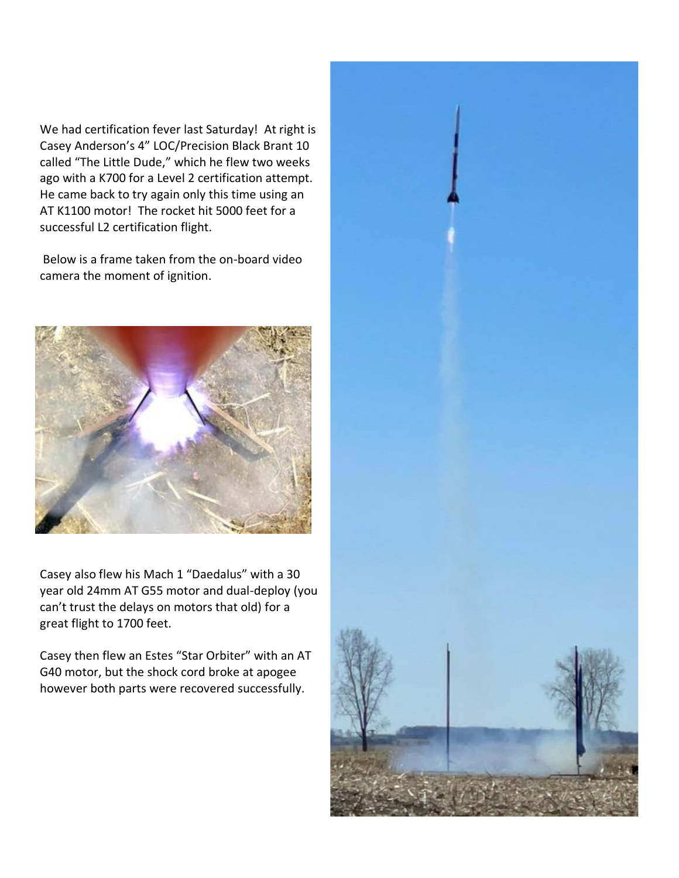We had certification fever last Saturday! At right is Casey Anderson's 4" LOC/Precision Black Brant 10 called "The Little Dude," which he flew two weeks ago with a K700 for a Level 2 certification attempt. He came back to try again only this time using an AT K1100 motor! The rocket hit 5000 feet for a successful L2 certification flight.

Below is a frame taken from the on-board video camera the moment of ignition.

Casey also flew his Mach 1 "Daedalus" with a 30 year old 24mm AT G55 motor and dual-deploy (you can't trust the delays on motors that old) for a great flight to 1700 feet.

Casey then flew an Estes "Star Orbiter" with an AT G40 motor, but the shock cord broke at apogee however both parts were recovered successfully.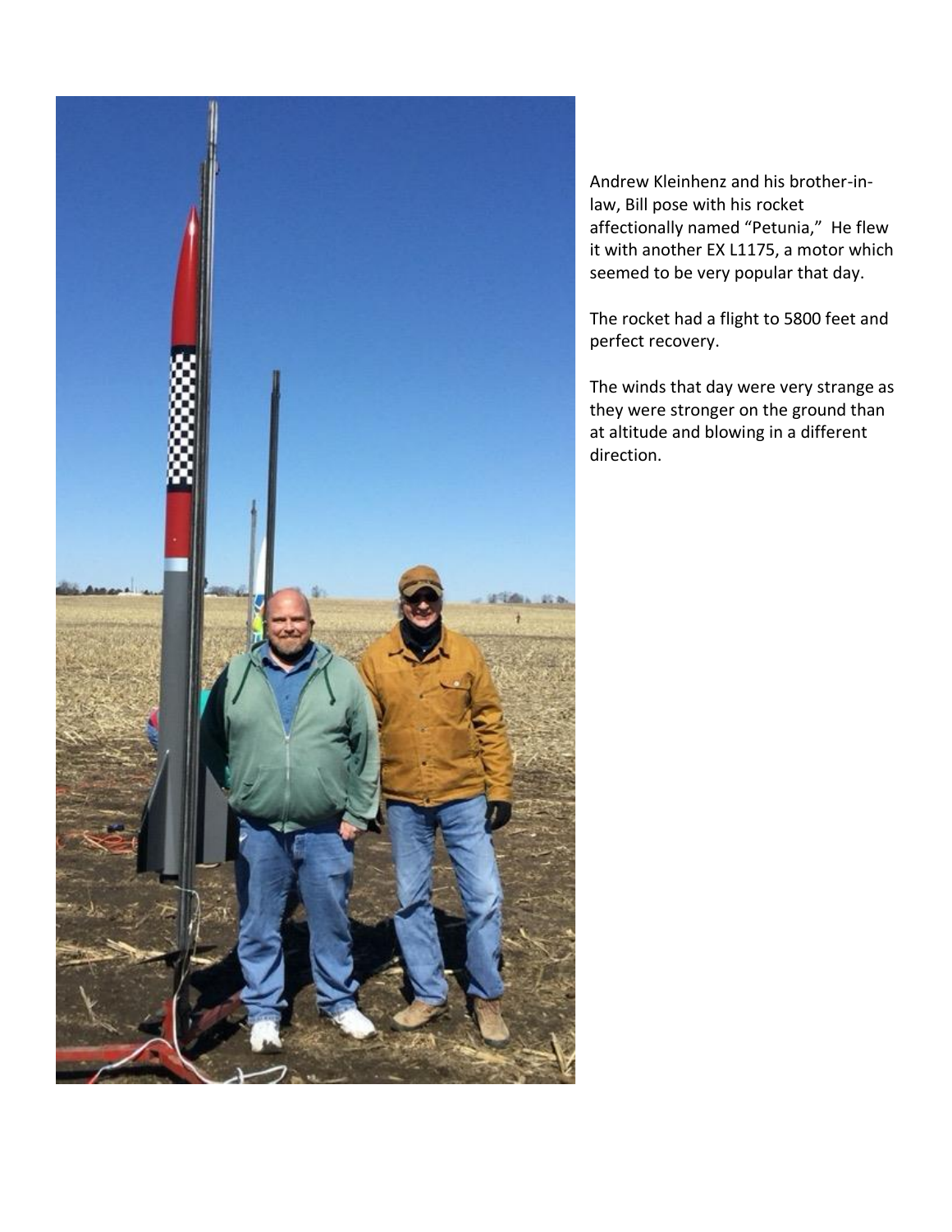Andrew Kleinhenz and his brother-in-law, Bill pose with his rocket affectionally named "Petunia," He flew it with another EX L1175, a motor which seemed to be very popular that day.

The rocket had a flight to 5800 feet and perfect recovery.

The winds that day were very strange as they were stronger on the ground than at altitude and blowing in a different direction.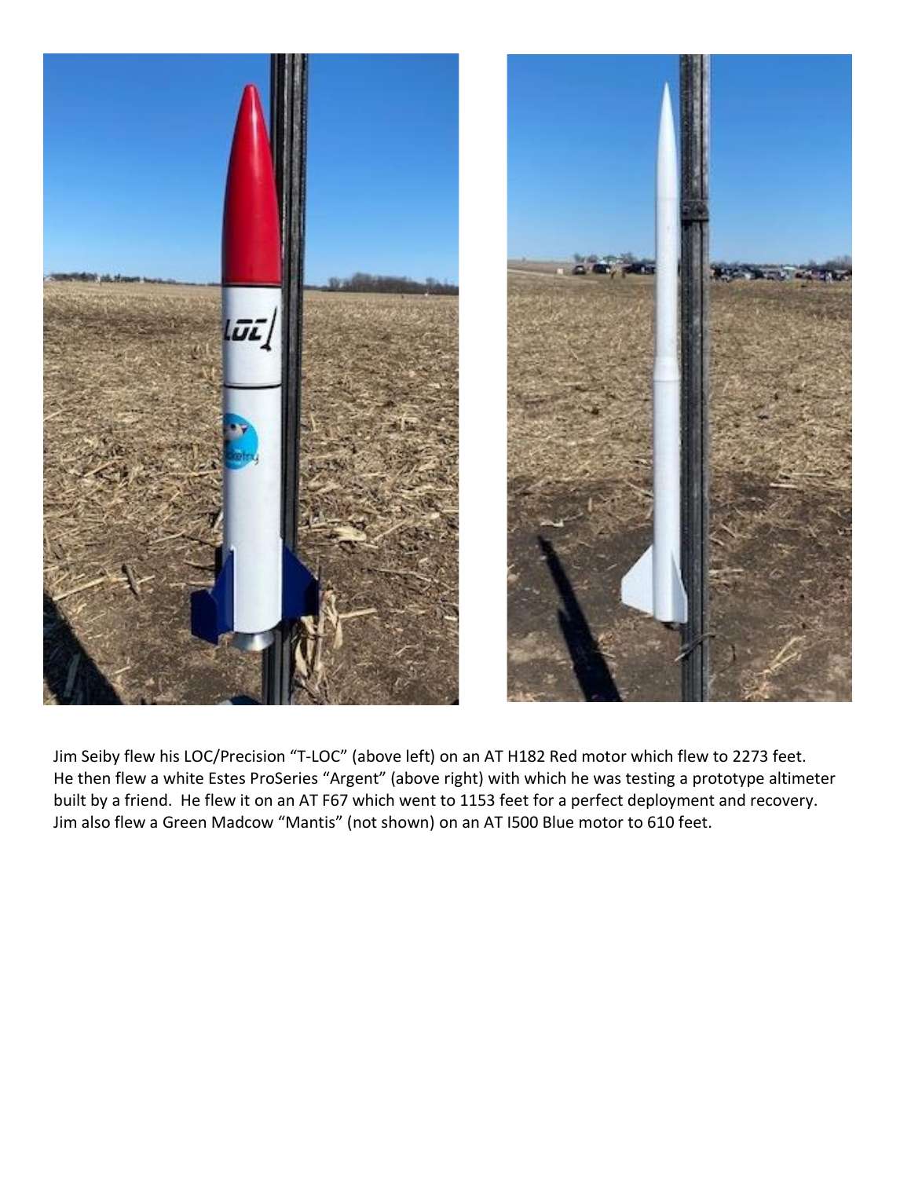Jim Seiby flew his LOC/Precision "T-LOC" (above left) on an AT H182 Red motor which flew to 2273 feet. He then flew a white Estes ProSeries "Argent" (above right) with which he was testing a prototype altimeter built by a friend. He flew it on an AT F67 which went to 1153 feet for a perfect deployment and recovery. Jim also flew a Green Madcow "Mantis" (not shown) on an AT I500 Blue motor to 610 feet.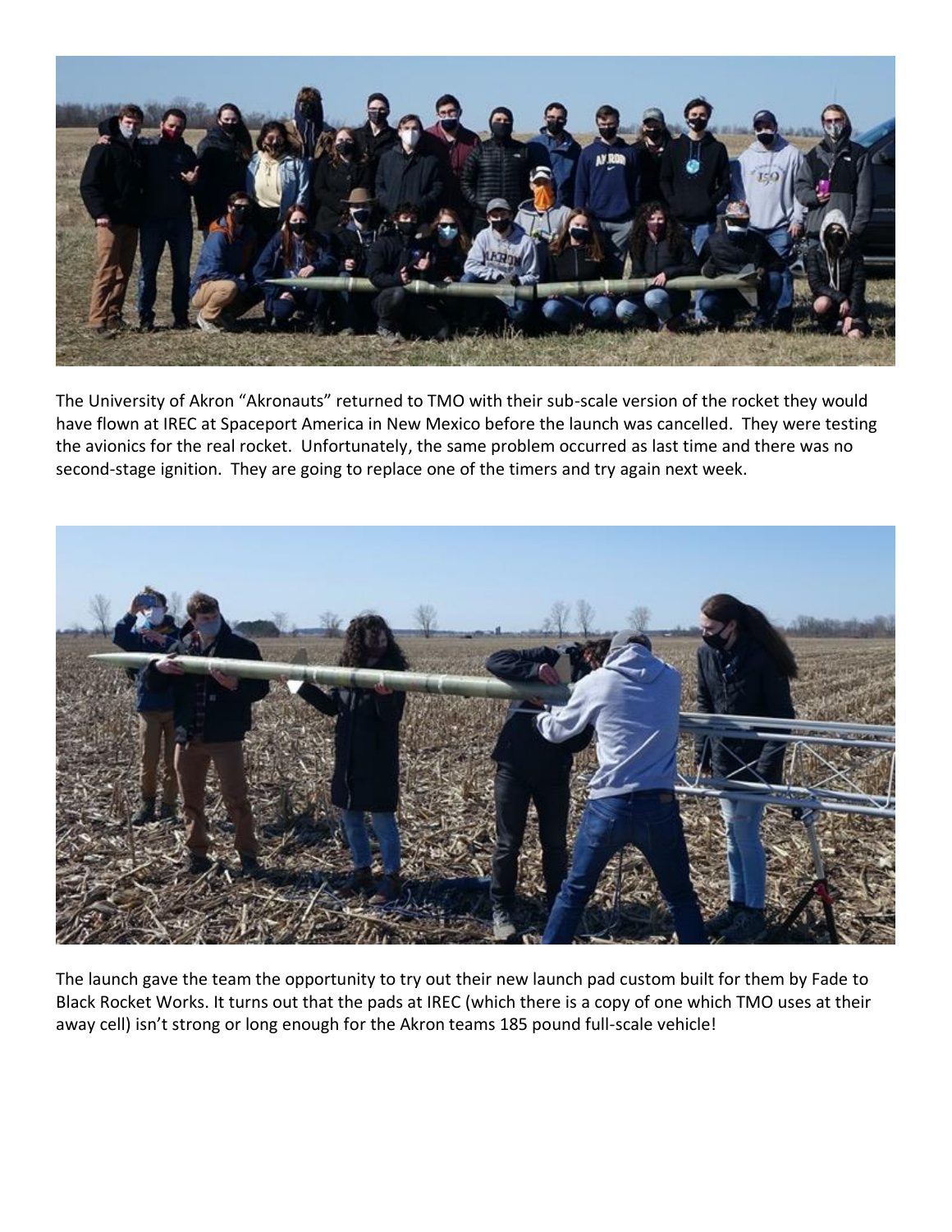The University of Akron “Akronauts” returned to TMO with their sub-scale version of the rocket they would have flown at IREC at Spaceport America in New Mexico before the launch was cancelled. They were testing the avionics for the real rocket. Unfortunately, the same problem occurred as last time and there was no second-stage ignition. They are going to replace one of the timers and try again next week.

The launch gave the team the opportunity to try out their new launch pad custom built for them by Fade to Black Rocket Works. It turns out that the pads at IREC (which there is a copy of one which TMO uses at their away cell) isn’t strong or long enough for the Akron teams 185 pound full-scale vehicle!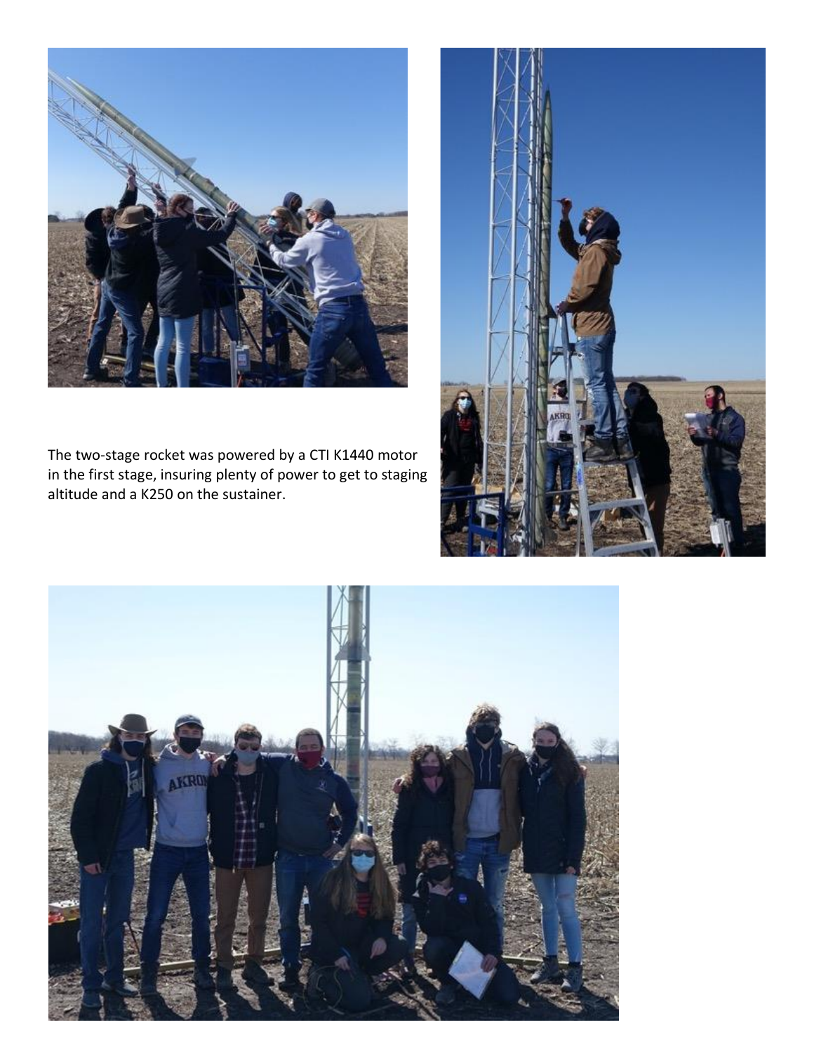The two-stage rocket was powered by a CTI K1440 motor in the first stage, insuring plenty of power to get to staging altitude and a K250 on the sustainer.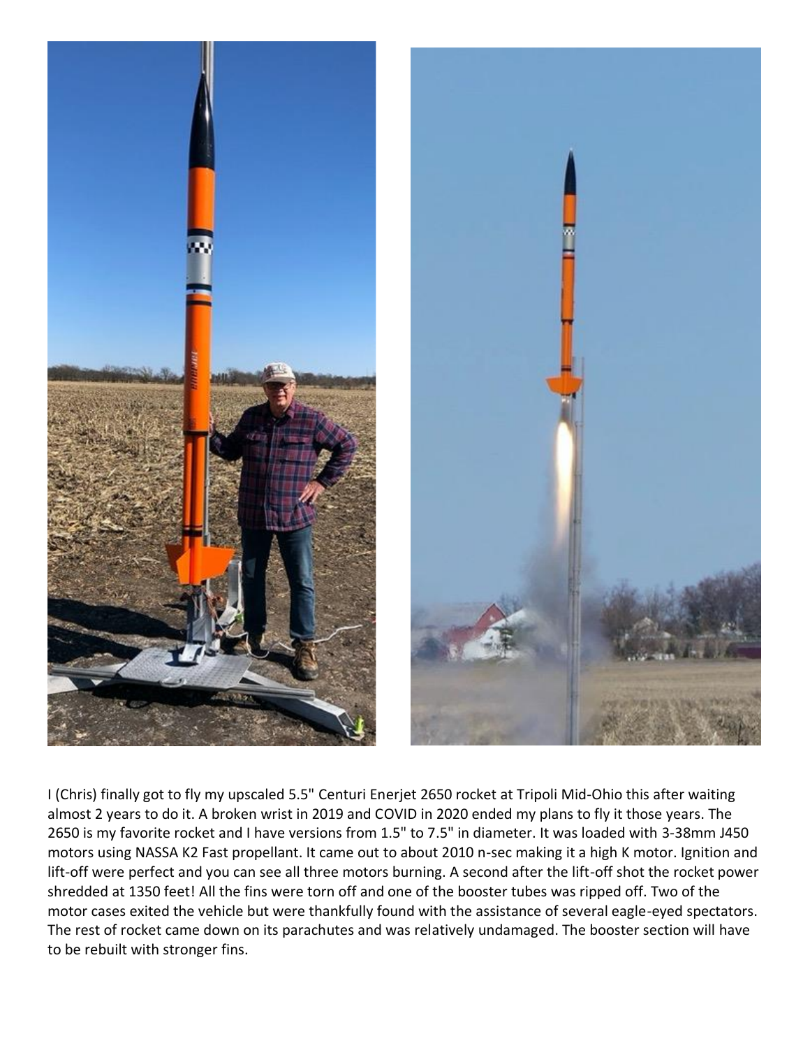I (Chris) finally got to fly my upscaled 5.5" Centuri Enerjet 2650 rocket at Tripoli Mid-Ohio this after waiting almost 2 years to do it. A broken wrist in 2019 and COVID in 2020 ended my plans to fly it those years. The 2650 is my favorite rocket and I have versions from 1.5" to 7.5" in diameter. It was loaded with 3-38mm J450 motors using NASSA K2 Fast propellant. It came out to about 2010 n-sec making it a high K motor. Ignition and lift-off were perfect and you can see all three motors burning. A second after the lift-off shot the rocket power shredded at 1350 feet! All the fins were torn off and one of the booster tubes was ripped off. Two of the motor cases exited the vehicle but were thankfully found with the assistance of several eagle-eyed spectators. The rest of rocket came down on its parachutes and was relatively undamaged. The booster section will have to be rebuilt with stronger fins.